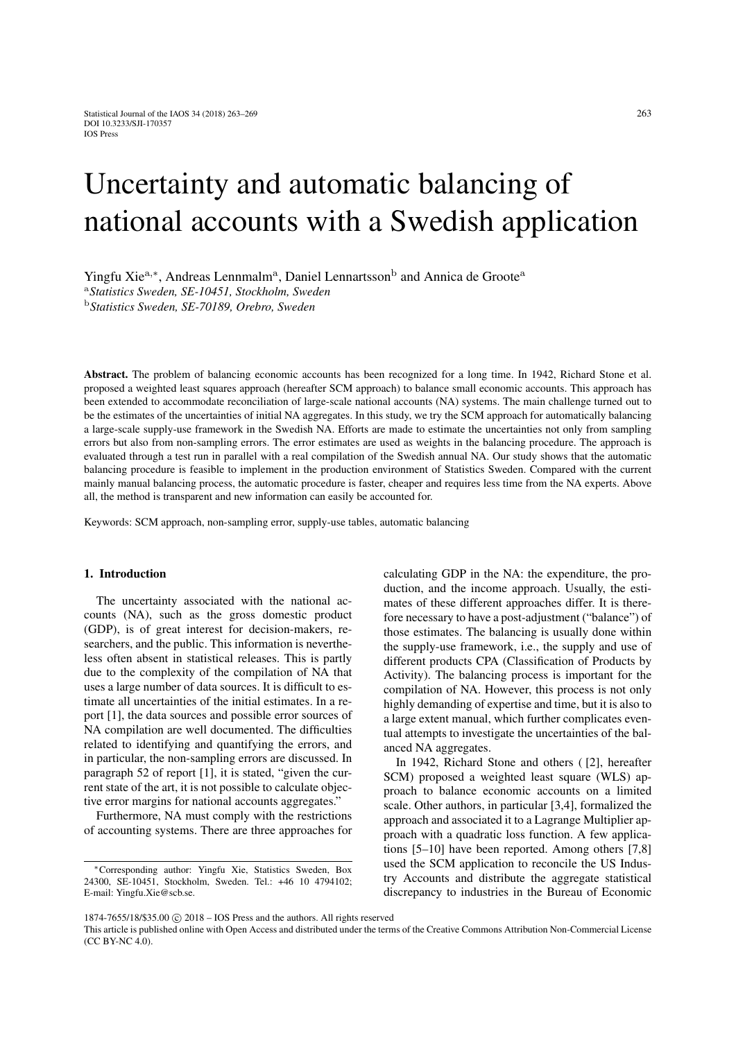Statistical Journal of the IAOS 34 (2018) 263–269
DOI 10.3233/SJI-170357
IOS Press

# Uncertainty and automatic balancing of national accounts with a Swedish application

Yingfu Xie[a,*], Andreas Lennmalm[a], Daniel Lennartsson[b] and Annica de Groote[a]

[a]*Statistics Sweden, SE-10451, Stockholm, Sweden*

[b]*Statistics Sweden, SE-70189, Orebro, Sweden*

**Abstract.** The problem of balancing economic accounts has been recognized for a long time. In 1942, Richard Stone et al. proposed a weighted least squares approach (hereafter SCM approach) to balance small economic accounts. This approach has been extended to accommodate reconciliation of large-scale national accounts (NA) systems. The main challenge turned out to be the estimates of the uncertainties of initial NA aggregates. In this study, we try the SCM approach for automatically balancing a large-scale supply-use framework in the Swedish NA. Efforts are made to estimate the uncertainties not only from sampling errors but also from non-sampling errors. The error estimates are used as weights in the balancing procedure. The approach is evaluated through a test run in parallel with a real compilation of the Swedish annual NA. Our study shows that the automatic balancing procedure is feasible to implement in the production environment of Statistics Sweden. Compared with the current mainly manual balancing process, the automatic procedure is faster, cheaper and requires less time from the NA experts. Above all, the method is transparent and new information can easily be accounted for.

Keywords: SCM approach, non-sampling error, supply-use tables, automatic balancing

## 1. Introduction

The uncertainty associated with the national accounts (NA), such as the gross domestic product (GDP), is of great interest for decision-makers, researchers, and the public. This information is nevertheless often absent in statistical releases. This is partly due to the complexity of the compilation of NA that uses a large number of data sources. It is difficult to estimate all uncertainties of the initial estimates. In a report [1], the data sources and possible error sources of NA compilation are well documented. The difficulties related to identifying and quantifying the errors, and in particular, the non-sampling errors are discussed. In paragraph 52 of report [1], it is stated, "given the current state of the art, it is not possible to calculate objective error margins for national accounts aggregates."

Furthermore, NA must comply with the restrictions of accounting systems. There are three approaches for calculating GDP in the NA: the expenditure, the production, and the income approach. Usually, the estimates of these different approaches differ. It is therefore necessary to have a post-adjustment ("balance") of those estimates. The balancing is usually done within the supply-use framework, i.e., the supply and use of different products CPA (Classification of Products by Activity). The balancing process is important for the compilation of NA. However, this process is not only highly demanding of expertise and time, but it is also to a large extent manual, which further complicates eventual attempts to investigate the uncertainties of the balanced NA aggregates.

In 1942, Richard Stone and others ( [2], hereafter SCM) proposed a weighted least square (WLS) approach to balance economic accounts on a limited scale. Other authors, in particular [3,4], formalized the approach and associated it to a Lagrange Multiplier approach with a quadratic loss function. A few applications [5–10] have been reported. Among others [7,8] used the SCM application to reconcile the US Industry Accounts and distribute the aggregate statistical discrepancy to industries in the Bureau of Economic

*Corresponding author: Yingfu Xie, Statistics Sweden, Box 24300, SE-10451, Stockholm, Sweden. Tel.: +46 10 4794102; E-mail: Yingfu.Xie@scb.se.

1874-7655/18/$35.00 © 2018 – IOS Press and the authors. All rights reserved

This article is published online with Open Access and distributed under the terms of the Creative Commons Attribution Non-Commercial License (CC BY-NC 4.0).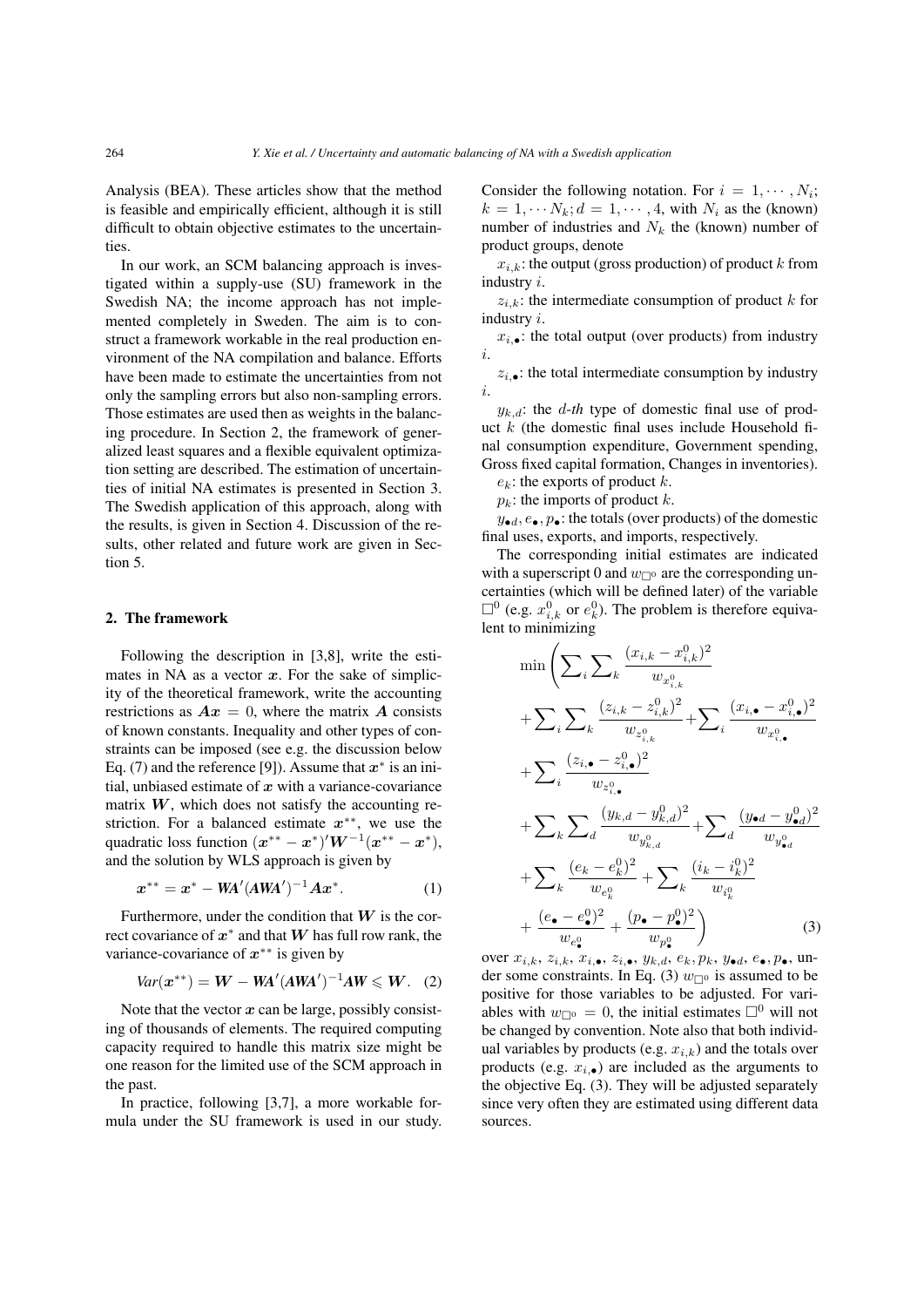Analysis (BEA). These articles show that the method is feasible and empirically efficient, although it is still difficult to obtain objective estimates to the uncertainties.

In our work, an SCM balancing approach is investigated within a supply-use (SU) framework in the Swedish NA; the income approach has not implemented completely in Sweden. The aim is to construct a framework workable in the real production environment of the NA compilation and balance. Efforts have been made to estimate the uncertainties from not only the sampling errors but also non-sampling errors. Those estimates are used then as weights in the balancing procedure. In Section 2, the framework of generalized least squares and a flexible equivalent optimization setting are described. The estimation of uncertainties of initial NA estimates is presented in Section 3. The Swedish application of this approach, along with the results, is given in Section 4. Discussion of the results, other related and future work are given in Section 5.

## 2. The framework

Following the description in [3,8], write the estimates in NA as a vector $\boldsymbol{x}$. For the sake of simplicity of the theoretical framework, write the accounting restrictions as $\boldsymbol{A}\boldsymbol{x} = 0$, where the matrix $\boldsymbol{A}$ consists of known constants. Inequality and other types of constraints can be imposed (see e.g. the discussion below Eq. (7) and the reference [9]). Assume that $\boldsymbol{x}^*$ is an initial, unbiased estimate of $\boldsymbol{x}$ with a variance-covariance matrix $\boldsymbol{W}$, which does not satisfy the accounting restriction. For a balanced estimate $\boldsymbol{x}^{**}$, we use the quadratic loss function $(\boldsymbol{x}^{**} - \boldsymbol{x}^*)'\boldsymbol{W}^{-1}(\boldsymbol{x}^{**} - \boldsymbol{x}^*)$, and the solution by WLS approach is given by

$$\boldsymbol{x}^{**} = \boldsymbol{x}^* - \boldsymbol{W}\boldsymbol{A}'(\boldsymbol{A}\boldsymbol{W}\boldsymbol{A}')^{-1}\boldsymbol{A}\boldsymbol{x}^*. \tag{1}$$

Furthermore, under the condition that $\boldsymbol{W}$ is the correct covariance of $\boldsymbol{x}^*$ and that $\boldsymbol{W}$ has full row rank, the variance-covariance of $\boldsymbol{x}^{**}$ is given by

$$Var(\boldsymbol{x}^{**}) = \boldsymbol{W} - \boldsymbol{W}\boldsymbol{A}'(\boldsymbol{A}\boldsymbol{W}\boldsymbol{A}')^{-1}\boldsymbol{A}\boldsymbol{W} \leqslant \boldsymbol{W}. \tag{2}$$

Note that the vector $\boldsymbol{x}$ can be large, possibly consisting of thousands of elements. The required computing capacity required to handle this matrix size might be one reason for the limited use of the SCM approach in the past.

In practice, following [3,7], a more workable formula under the SU framework is used in our study. Consider the following notation. For $i = 1, \cdots, N_i$; $k = 1, \cdots N_k; d = 1, \cdots, 4$, with $N_i$ as the (known) number of industries and $N_k$ the (known) number of product groups, denote

$x_{i,k}$: the output (gross production) of product $k$ from industry $i$.

$z_{i,k}$: the intermediate consumption of product $k$ for industry $i$.

$x_{i,\bullet}$: the total output (over products) from industry $i$.

$z_{i,\bullet}$: the total intermediate consumption by industry $i$.

$y_{k,d}$: the *d-th* type of domestic final use of product $k$ (the domestic final uses include Household final consumption expenditure, Government spending, Gross fixed capital formation, Changes in inventories).

$e_k$: the exports of product $k$.

$p_k$: the imports of product $k$.

$y_{\bullet d}, e_\bullet, p_\bullet$: the totals (over products) of the domestic final uses, exports, and imports, respectively.

The corresponding initial estimates are indicated with a superscript 0 and $w_{\square^0}$ are the corresponding uncertainties (which will be defined later) of the variable $\square^0$ (e.g. $x^0_{i,k}$ or $e^0_k$). The problem is therefore equivalent to minimizing

$$\begin{aligned}
\min \Bigg( & \sum_i \sum_k \frac{(x_{i,k} - x^0_{i,k})^2}{w_{x^0_{i,k}}} \\
& + \sum_i \sum_k \frac{(z_{i,k} - z^0_{i,k})^2}{w_{z^0_{i,k}}} + \sum_i \frac{(x_{i,\bullet} - x^0_{i,\bullet})^2}{w_{x^0_{i,\bullet}}} \\
& + \sum_i \frac{(z_{i,\bullet} - z^0_{i,\bullet})^2}{w_{z^0_{i,\bullet}}} \\
& + \sum_k \sum_d \frac{(y_{k,d} - y^0_{k,d})^2}{w_{y^0_{k,d}}} + \sum_d \frac{(y_{\bullet d} - y^0_{\bullet d})^2}{w_{y^0_{\bullet d}}} \\
& + \sum_k \frac{(e_k - e^0_k)^2}{w_{e^0_k}} + \sum_k \frac{(i_k - i^0_k)^2}{w_{i^0_k}} \\
& + \frac{(e_\bullet - e^0_\bullet)^2}{w_{e^0_\bullet}} + \frac{(p_\bullet - p^0_\bullet)^2}{w_{p^0_\bullet}} \Bigg)
\end{aligned} \tag{3}$$

over $x_{i,k}$, $z_{i,k}$, $x_{i,\bullet}$, $z_{i,\bullet}$, $y_{k,d}$, $e_k, p_k$, $y_{\bullet d}$, $e_\bullet, p_\bullet$, under some constraints. In Eq. (3) $w_{\square^0}$ is assumed to be positive for those variables to be adjusted. For variables with $w_{\square^0} = 0$, the initial estimates $\square^0$ will not be changed by convention. Note also that both individual variables by products (e.g. $x_{i,k}$) and the totals over products (e.g. $x_{i,\bullet}$) are included as the arguments to the objective Eq. (3). They will be adjusted separately since very often they are estimated using different data sources.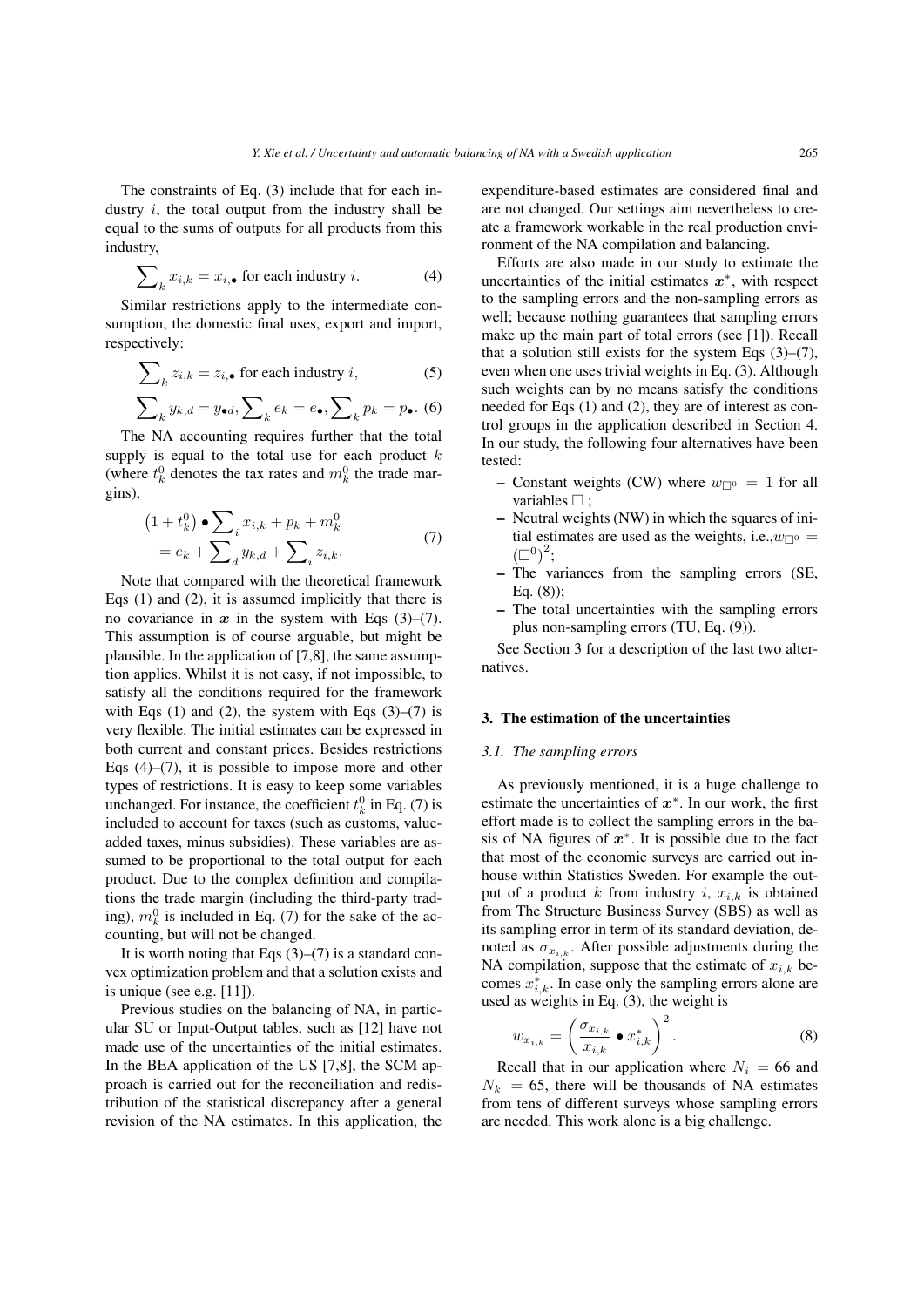The constraints of Eq. (3) include that for each industry $i$, the total output from the industry shall be equal to the sums of outputs for all products from this industry,

$$\sum_k x_{i,k} = x_{i,\bullet} \text{ for each industry } i. \tag{4}$$

Similar restrictions apply to the intermediate consumption, the domestic final uses, export and import, respectively:

$$\sum_k z_{i,k} = z_{i,\bullet} \text{ for each industry } i, \tag{5}$$

$$\sum_k y_{k,d} = y_{\bullet d}, \sum_k e_k = e_\bullet, \sum_k p_k = p_\bullet. \tag{6}$$

The NA accounting requires further that the total supply is equal to the total use for each product $k$ (where $t_k^0$ denotes the tax rates and $m_k^0$ the trade margins),

$$\begin{aligned}(1+t_k^0) \bullet \sum_i x_{i,k} + p_k + m_k^0 \\ = e_k + \sum_d y_{k,d} + \sum_i z_{i,k}.\end{aligned} \tag{7}$$

Note that compared with the theoretical framework Eqs (1) and (2), it is assumed implicitly that there is no covariance in $\boldsymbol{x}$ in the system with Eqs (3)–(7). This assumption is of course arguable, but might be plausible. In the application of [7,8], the same assumption applies. Whilst it is not easy, if not impossible, to satisfy all the conditions required for the framework with Eqs (1) and (2), the system with Eqs (3)–(7) is very flexible. The initial estimates can be expressed in both current and constant prices. Besides restrictions Eqs (4)–(7), it is possible to impose more and other types of restrictions. It is easy to keep some variables unchanged. For instance, the coefficient $t_k^0$ in Eq. (7) is included to account for taxes (such as customs, value-added taxes, minus subsidies). These variables are assumed to be proportional to the total output for each product. Due to the complex definition and compilations the trade margin (including the third-party trading), $m_k^0$ is included in Eq. (7) for the sake of the accounting, but will not be changed.

It is worth noting that Eqs (3)–(7) is a standard convex optimization problem and that a solution exists and is unique (see e.g. [11]).

Previous studies on the balancing of NA, in particular SU or Input-Output tables, such as [12] have not made use of the uncertainties of the initial estimates. In the BEA application of the US [7,8], the SCM approach is carried out for the reconciliation and redistribution of the statistical discrepancy after a general revision of the NA estimates. In this application, the expenditure-based estimates are considered final and are not changed. Our settings aim nevertheless to create a framework workable in the real production environment of the NA compilation and balancing.

Efforts are also made in our study to estimate the uncertainties of the initial estimates $\boldsymbol{x}^*$, with respect to the sampling errors and the non-sampling errors as well; because nothing guarantees that sampling errors make up the main part of total errors (see [1]). Recall that a solution still exists for the system Eqs (3)–(7), even when one uses trivial weights in Eq. (3). Although such weights can by no means satisfy the conditions needed for Eqs (1) and (2), they are of interest as control groups in the application described in Section 4. In our study, the following four alternatives have been tested:

- Constant weights (CW) where $w_{\square^0} = 1$ for all variables $\square$ ;
- Neutral weights (NW) in which the squares of initial estimates are used as the weights, i.e.,$w_{\square^0} = (\square^0)^2$;
- The variances from the sampling errors (SE, Eq. (8));
- The total uncertainties with the sampling errors plus non-sampling errors (TU, Eq. (9)).

See Section 3 for a description of the last two alternatives.

## 3. The estimation of the uncertainties

### 3.1. The sampling errors

As previously mentioned, it is a huge challenge to estimate the uncertainties of $\boldsymbol{x}^*$. In our work, the first effort made is to collect the sampling errors in the basis of NA figures of $\boldsymbol{x}^*$. It is possible due to the fact that most of the economic surveys are carried out in-house within Statistics Sweden. For example the output of a product $k$ from industry $i$, $x_{i,k}$ is obtained from The Structure Business Survey (SBS) as well as its sampling error in term of its standard deviation, denoted as $\sigma_{x_{i,k}}$. After possible adjustments during the NA compilation, suppose that the estimate of $x_{i,k}$ becomes $x_{i,k}^*$. In case only the sampling errors alone are used as weights in Eq. (3), the weight is

$$w_{x_{i,k}} = \left(\frac{\sigma_{x_{i,k}}}{x_{i,k}} \bullet x_{i,k}^*\right)^2. \tag{8}$$

Recall that in our application where $N_i = 66$ and $N_k = 65$, there will be thousands of NA estimates from tens of different surveys whose sampling errors are needed. This work alone is a big challenge.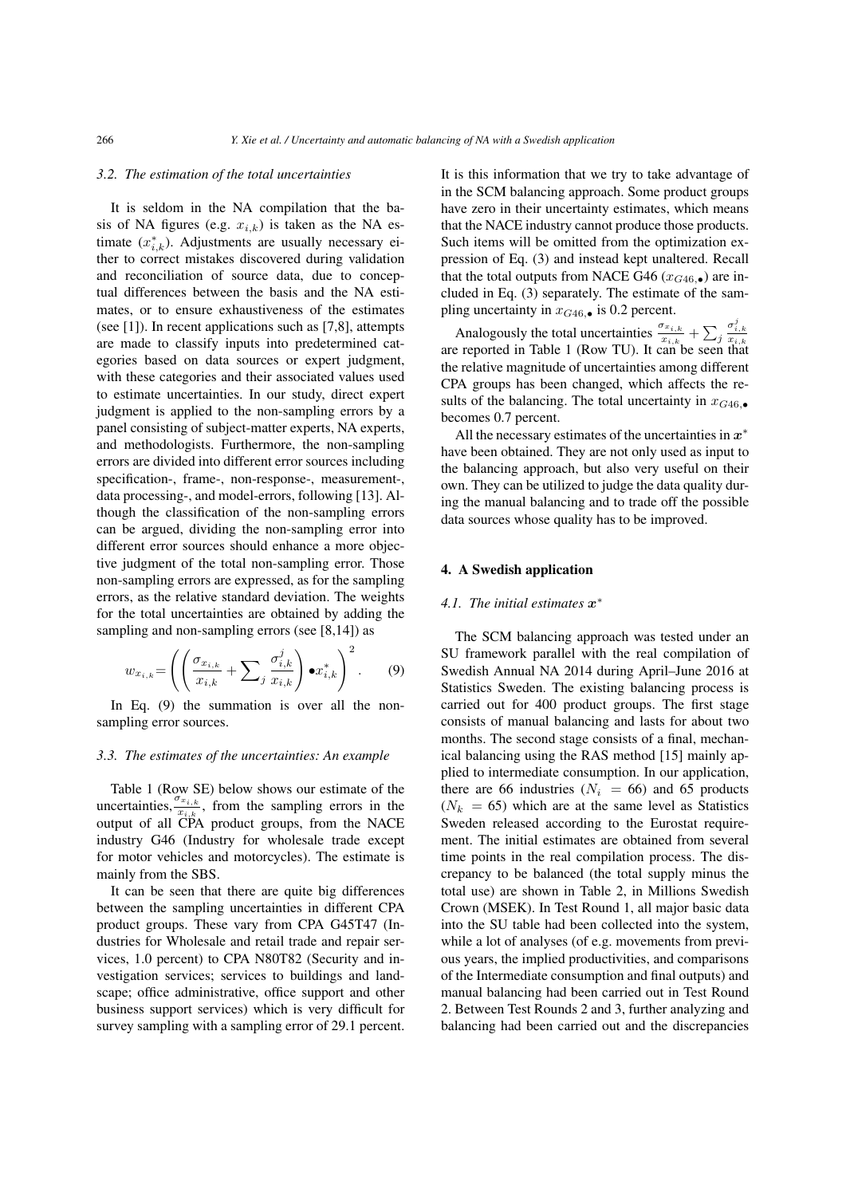### 3.2. The estimation of the total uncertainties

It is seldom in the NA compilation that the basis of NA figures (e.g. $x_{i,k}$) is taken as the NA estimate ($x^*_{i,k}$). Adjustments are usually necessary either to correct mistakes discovered during validation and reconciliation of source data, due to conceptual differences between the basis and the NA estimates, or to ensure exhaustiveness of the estimates (see [1]). In recent applications such as [7,8], attempts are made to classify inputs into predetermined categories based on data sources or expert judgment, with these categories and their associated values used to estimate uncertainties. In our study, direct expert judgment is applied to the non-sampling errors by a panel consisting of subject-matter experts, NA experts, and methodologists. Furthermore, the non-sampling errors are divided into different error sources including specification-, frame-, non-response-, measurement-, data processing-, and model-errors, following [13]. Although the classification of the non-sampling errors can be argued, dividing the non-sampling error into different error sources should enhance a more objective judgment of the total non-sampling error. Those non-sampling errors are expressed, as for the sampling errors, as the relative standard deviation. The weights for the total uncertainties are obtained by adding the sampling and non-sampling errors (see [8,14]) as

$$w_{x_{i,k}} = \left( \left( \frac{\sigma_{x_{i,k}}}{x_{i,k}} + \sum_j \frac{\sigma^j_{i,k}}{x_{i,k}} \right) \bullet x^*_{i,k} \right)^2. \quad (9)$$

In Eq. (9) the summation is over all the non-sampling error sources.

### 3.3. The estimates of the uncertainties: An example

Table 1 (Row SE) below shows our estimate of the uncertainties, $\frac{\sigma_{x_{i,k}}}{x_{i,k}}$, from the sampling errors in the output of all CPA product groups, from the NACE industry G46 (Industry for wholesale trade except for motor vehicles and motorcycles). The estimate is mainly from the SBS.

It can be seen that there are quite big differences between the sampling uncertainties in different CPA product groups. These vary from CPA G45T47 (Industries for Wholesale and retail trade and repair services, 1.0 percent) to CPA N80T82 (Security and investigation services; services to buildings and landscape; office administrative, office support and other business support services) which is very difficult for survey sampling with a sampling error of 29.1 percent. It is this information that we try to take advantage of in the SCM balancing approach. Some product groups have zero in their uncertainty estimates, which means that the NACE industry cannot produce those products. Such items will be omitted from the optimization expression of Eq. (3) and instead kept unaltered. Recall that the total outputs from NACE G46 ($x_{G46,\bullet}$) are included in Eq. (3) separately. The estimate of the sampling uncertainty in $x_{G46,\bullet}$ is 0.2 percent.

Analogously the total uncertainties $\frac{\sigma_{x_{i,k}}}{x_{i,k}} + \sum_j \frac{\sigma^j_{i,k}}{x_{i,k}}$ are reported in Table 1 (Row TU). It can be seen that the relative magnitude of uncertainties among different CPA groups has been changed, which affects the results of the balancing. The total uncertainty in $x_{G46,\bullet}$ becomes 0.7 percent.

All the necessary estimates of the uncertainties in $\boldsymbol{x}^*$ have been obtained. They are not only used as input to the balancing approach, but also very useful on their own. They can be utilized to judge the data quality during the manual balancing and to trade off the possible data sources whose quality has to be improved.

## 4. A Swedish application

### 4.1. The initial estimates $\boldsymbol{x}^*$

The SCM balancing approach was tested under an SU framework parallel with the real compilation of Swedish Annual NA 2014 during April–June 2016 at Statistics Sweden. The existing balancing process is carried out for 400 product groups. The first stage consists of manual balancing and lasts for about two months. The second stage consists of a final, mechanical balancing using the RAS method [15] mainly applied to intermediate consumption. In our application, there are 66 industries ($N_i = 66$) and 65 products ($N_k = 65$) which are at the same level as Statistics Sweden released according to the Eurostat requirement. The initial estimates are obtained from several time points in the real compilation process. The discrepancy to be balanced (the total supply minus the total use) are shown in Table 2, in Millions Swedish Crown (MSEK). In Test Round 1, all major basic data into the SU table had been collected into the system, while a lot of analyses (of e.g. movements from previous years, the implied productivities, and comparisons of the Intermediate consumption and final outputs) and manual balancing had been carried out in Test Round 2. Between Test Rounds 2 and 3, further analyzing and balancing had been carried out and the discrepancies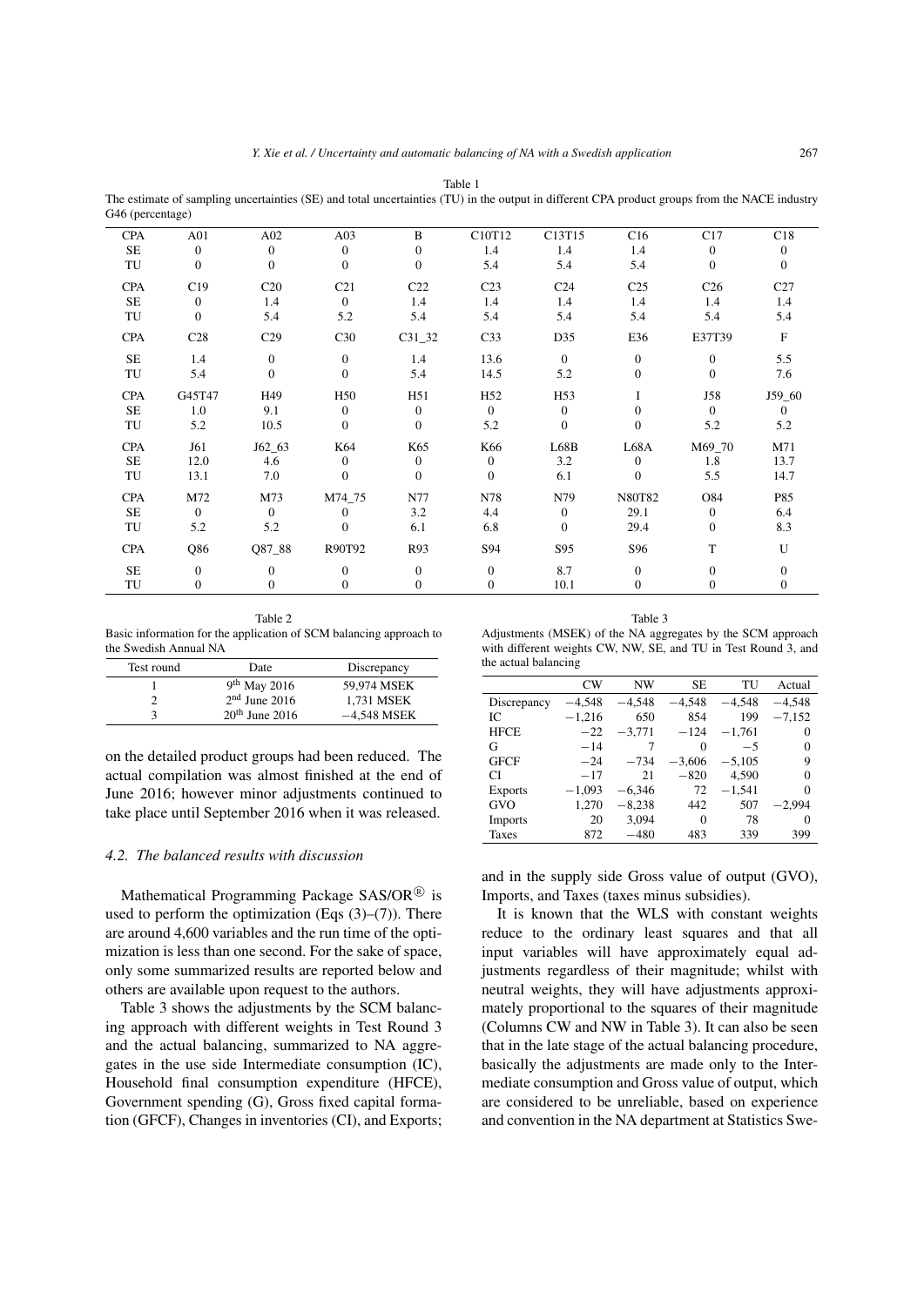Table 1
The estimate of sampling uncertainties (SE) and total uncertainties (TU) in the output in different CPA product groups from the NACE industry G46 (percentage)

| CPA | A01 | A02 | A03 | B | C10T12 | C13T15 | C16 | C17 | C18 |
|---|---|---|---|---|---|---|---|---|---|
| SE | 0 | 0 | 0 | 0 | 1.4 | 1.4 | 1.4 | 0 | 0 |
| TU | 0 | 0 | 0 | 0 | 5.4 | 5.4 | 5.4 | 0 | 0 |
| CPA | C19 | C20 | C21 | C22 | C23 | C24 | C25 | C26 | C27 |
| SE | 0 | 1.4 | 0 | 1.4 | 1.4 | 1.4 | 1.4 | 1.4 | 1.4 |
| TU | 0 | 5.4 | 5.2 | 5.4 | 5.4 | 5.4 | 5.4 | 5.4 | 5.4 |
| CPA | C28 | C29 | C30 | C31_32 | C33 | D35 | E36 | E37T39 | F |
| SE | 1.4 | 0 | 0 | 1.4 | 13.6 | 0 | 0 | 0 | 5.5 |
| TU | 5.4 | 0 | 0 | 5.4 | 14.5 | 5.2 | 0 | 0 | 7.6 |
| CPA | G45T47 | H49 | H50 | H51 | H52 | H53 | I | J58 | J59_60 |
| SE | 1.0 | 9.1 | 0 | 0 | 0 | 0 | 0 | 0 | 0 |
| TU | 5.2 | 10.5 | 0 | 0 | 5.2 | 0 | 0 | 5.2 | 5.2 |
| CPA | J61 | J62_63 | K64 | K65 | K66 | L68B | L68A | M69_70 | M71 |
| SE | 12.0 | 4.6 | 0 | 0 | 0 | 3.2 | 0 | 1.8 | 13.7 |
| TU | 13.1 | 7.0 | 0 | 0 | 0 | 6.1 | 0 | 5.5 | 14.7 |
| CPA | M72 | M73 | M74_75 | N77 | N78 | N79 | N80T82 | O84 | P85 |
| SE | 0 | 0 | 0 | 3.2 | 4.4 | 0 | 29.1 | 0 | 6.4 |
| TU | 5.2 | 5.2 | 0 | 6.1 | 6.8 | 0 | 29.4 | 0 | 8.3 |
| CPA | Q86 | Q87_88 | R90T92 | R93 | S94 | S95 | S96 | T | U |
| SE | 0 | 0 | 0 | 0 | 0 | 8.7 | 0 | 0 | 0 |
| TU | 0 | 0 | 0 | 0 | 0 | 10.1 | 0 | 0 | 0 |

Table 2
Basic information for the application of SCM balancing approach to the Swedish Annual NA

| Test round | Date | Discrepancy |
|---|---|---|
| 1 | 9th May 2016 | 59,974 MSEK |
| 2 | 2nd June 2016 | 1,731 MSEK |
| 3 | 20th June 2016 | −4,548 MSEK |

on the detailed product groups had been reduced. The actual compilation was almost finished at the end of June 2016; however minor adjustments continued to take place until September 2016 when it was released.

### 4.2. The balanced results with discussion

Mathematical Programming Package SAS/OR® is used to perform the optimization (Eqs (3)–(7)). There are around 4,600 variables and the run time of the optimization is less than one second. For the sake of space, only some summarized results are reported below and others are available upon request to the authors.

Table 3 shows the adjustments by the SCM balancing approach with different weights in Test Round 3 and the actual balancing, summarized to NA aggregates in the use side Intermediate consumption (IC), Household final consumption expenditure (HFCE), Government spending (G), Gross fixed capital formation (GFCF), Changes in inventories (CI), and Exports; and in the supply side Gross value of output (GVO), Imports, and Taxes (taxes minus subsidies).

Table 3
Adjustments (MSEK) of the NA aggregates by the SCM approach with different weights CW, NW, SE, and TU in Test Round 3, and the actual balancing

| | CW | NW | SE | TU | Actual |
|---|---|---|---|---|---|
| Discrepancy | −4,548 | −4,548 | −4,548 | −4,548 | −4,548 |
| IC | −1,216 | 650 | 854 | 199 | −7,152 |
| HFCE | −22 | −3,771 | −124 | −1,761 | 0 |
| G | −14 | 7 | 0 | −5 | 0 |
| GFCF | −24 | −734 | −3,606 | −5,105 | 9 |
| CI | −17 | 21 | −820 | 4,590 | 0 |
| Exports | −1,093 | −6,346 | 72 | −1,541 | 0 |
| GVO | 1,270 | −8,238 | 442 | 507 | −2,994 |
| Imports | 20 | 3,094 | 0 | 78 | 0 |
| Taxes | 872 | −480 | 483 | 339 | 399 |

It is known that the WLS with constant weights reduce to the ordinary least squares and that all input variables will have approximately equal adjustments regardless of their magnitude; whilst with neutral weights, they will have adjustments approximately proportional to the squares of their magnitude (Columns CW and NW in Table 3). It can also be seen that in the late stage of the actual balancing procedure, basically the adjustments are made only to the Intermediate consumption and Gross value of output, which are considered to be unreliable, based on experience and convention in the NA department at Statistics Swe-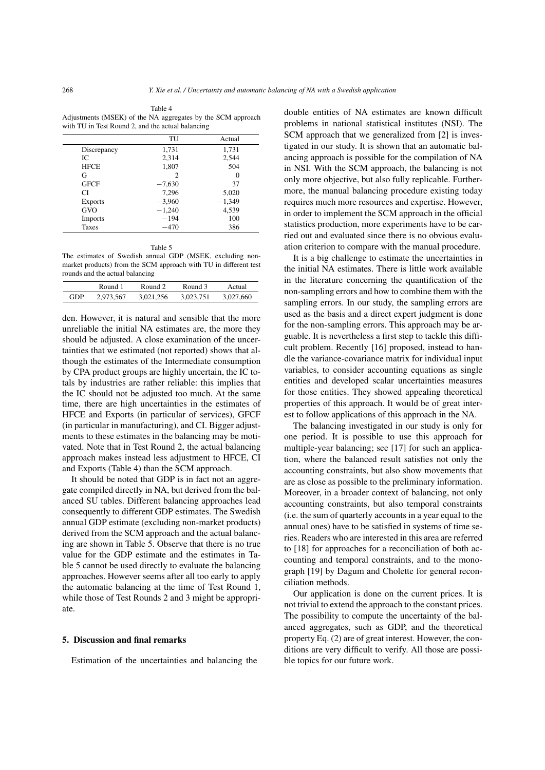Table 4
Adjustments (MSEK) of the NA aggregates by the SCM approach with TU in Test Round 2, and the actual balancing

| | TU | Actual |
|---|---|---|
| Discrepancy | 1,731 | 1,731 |
| IC | 2,314 | 2,544 |
| HFCE | 1,807 | 504 |
| G | 2 | 0 |
| GFCF | −7,630 | 37 |
| CI | 7,296 | 5,020 |
| Exports | −3,960 | −1,349 |
| GVO | −1,240 | 4,539 |
| Imports | −194 | 100 |
| Taxes | −470 | 386 |

Table 5
The estimates of Swedish annual GDP (MSEK, excluding non-market products) from the SCM approach with TU in different test rounds and the actual balancing

| | Round 1 | Round 2 | Round 3 | Actual |
|---|---|---|---|---|
| GDP | 2,973,567 | 3,021,256 | 3,023,751 | 3,027,660 |

den. However, it is natural and sensible that the more unreliable the initial NA estimates are, the more they should be adjusted. A close examination of the uncertainties that we estimated (not reported) shows that although the estimates of the Intermediate consumption by CPA product groups are highly uncertain, the IC totals by industries are rather reliable: this implies that the IC should not be adjusted too much. At the same time, there are high uncertainties in the estimates of HFCE and Exports (in particular of services), GFCF (in particular in manufacturing), and CI. Bigger adjustments to these estimates in the balancing may be motivated. Note that in Test Round 2, the actual balancing approach makes instead less adjustment to HFCE, CI and Exports (Table 4) than the SCM approach.

It should be noted that GDP is in fact not an aggregate compiled directly in NA, but derived from the balanced SU tables. Different balancing approaches lead consequently to different GDP estimates. The Swedish annual GDP estimate (excluding non-market products) derived from the SCM approach and the actual balancing are shown in Table 5. Observe that there is no true value for the GDP estimate and the estimates in Table 5 cannot be used directly to evaluate the balancing approaches. However seems after all too early to apply the automatic balancing at the time of Test Round 1, while those of Test Rounds 2 and 3 might be appropriate.

## 5. Discussion and final remarks

Estimation of the uncertainties and balancing the double entities of NA estimates are known difficult problems in national statistical institutes (NSI). The SCM approach that we generalized from [2] is investigated in our study. It is shown that an automatic balancing approach is possible for the compilation of NA in NSI. With the SCM approach, the balancing is not only more objective, but also fully replicable. Furthermore, the manual balancing procedure existing today requires much more resources and expertise. However, in order to implement the SCM approach in the official statistics production, more experiments have to be carried out and evaluated since there is no obvious evaluation criterion to compare with the manual procedure.

It is a big challenge to estimate the uncertainties in the initial NA estimates. There is little work available in the literature concerning the quantification of the non-sampling errors and how to combine them with the sampling errors. In our study, the sampling errors are used as the basis and a direct expert judgment is done for the non-sampling errors. This approach may be arguable. It is nevertheless a first step to tackle this difficult problem. Recently [16] proposed, instead to handle the variance-covariance matrix for individual input variables, to consider accounting equations as single entities and developed scalar uncertainties measures for those entities. They showed appealing theoretical properties of this approach. It would be of great interest to follow applications of this approach in the NA.

The balancing investigated in our study is only for one period. It is possible to use this approach for multiple-year balancing; see [17] for such an application, where the balanced result satisfies not only the accounting constraints, but also show movements that are as close as possible to the preliminary information. Moreover, in a broader context of balancing, not only accounting constraints, but also temporal constraints (i.e. the sum of quarterly accounts in a year equal to the annual ones) have to be satisfied in systems of time series. Readers who are interested in this area are referred to [18] for approaches for a reconciliation of both accounting and temporal constraints, and to the monograph [19] by Dagum and Cholette for general reconciliation methods.

Our application is done on the current prices. It is not trivial to extend the approach to the constant prices. The possibility to compute the uncertainty of the balanced aggregates, such as GDP, and the theoretical property Eq. (2) are of great interest. However, the conditions are very difficult to verify. All those are possible topics for our future work.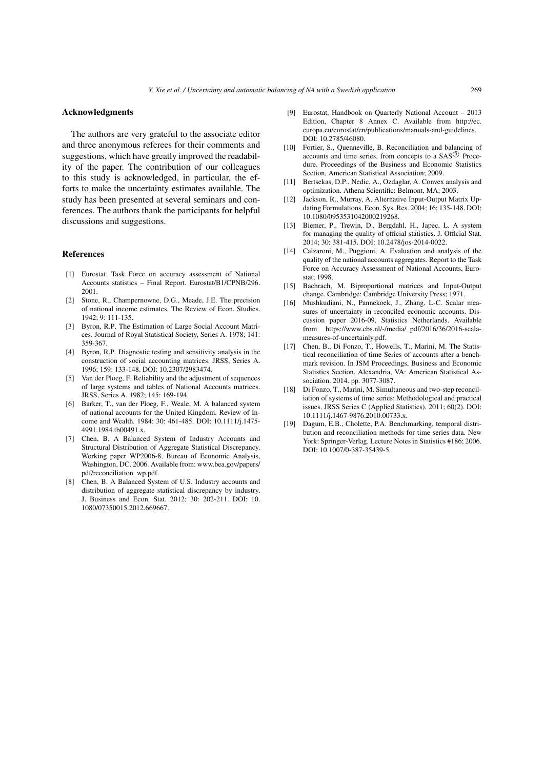## Acknowledgments

The authors are very grateful to the associate editor and three anonymous referees for their comments and suggestions, which have greatly improved the readability of the paper. The contribution of our colleagues to this study is acknowledged, in particular, the efforts to make the uncertainty estimates available. The study has been presented at several seminars and conferences. The authors thank the participants for helpful discussions and suggestions.

## References

[1] Eurostat. Task Force on accuracy assessment of National Accounts statistics – Final Report. Eurostat/B1/CPNB/296. 2001.

[2] Stone, R., Champernowne, D.G., Meade, J.E. The precision of national income estimates. The Review of Econ. Studies. 1942; 9: 111-135.

[3] Byron, R.P. The Estimation of Large Social Account Matrices. Journal of Royal Statistical Society, Series A. 1978; 141: 359-367.

[4] Byron, R.P. Diagnostic testing and sensitivity analysis in the construction of social accounting matrices. JRSS, Series A. 1996; 159: 133-148. DOI: 10.2307/2983474.

[5] Van der Ploeg, F. Reliability and the adjustment of sequences of large systems and tables of National Accounts matrices. JRSS, Series A. 1982; 145: 169-194.

[6] Barker, T., van der Ploeg, F., Weale, M. A balanced system of national accounts for the United Kingdom. Review of Income and Wealth. 1984; 30: 461-485. DOI: 10.1111/j.1475-4991.1984.tb00491.x.

[7] Chen, B. A Balanced System of Industry Accounts and Structural Distribution of Aggregate Statistical Discrepancy. Working paper WP2006-8, Bureau of Economic Analysis, Washington, DC. 2006. Available from: www.bea.gov/papers/pdf/reconciliation_wp.pdf.

[8] Chen, B. A Balanced System of U.S. Industry accounts and distribution of aggregate statistical discrepancy by industry. J. Business and Econ. Stat. 2012; 30: 202-211. DOI: 10.1080/07350015.2012.669667.

[9] Eurostat, Handbook on Quarterly National Account – 2013 Edition, Chapter 8 Annex C. Available from http://ec.europa.eu/eurostat/en/publications/manuals-and-guidelines. DOI: 10.2785/46080.

[10] Fortier, S., Quenneville, B. Reconciliation and balancing of accounts and time series, from concepts to a SAS® Procedure. Proceedings of the Business and Economic Statistics Section, American Statistical Association; 2009.

[11] Bertsekas, D.P., Nedic, A., Ozdaglar, A. Convex analysis and optimization. Athena Scientific: Belmont, MA; 2003.

[12] Jackson, R., Murray, A. Alternative Input-Output Matrix Updating Formulations. Econ. Sys. Res. 2004; 16: 135-148. DOI: 10.1080/0953531042000219268.

[13] Biemer, P., Trewin, D., Bergdahl, H., Japec, L. A system for managing the quality of official statistics. J. Official Stat. 2014; 30: 381-415. DOI: 10.2478/jos-2014-0022.

[14] Calzaroni, M., Puggioni, A. Evaluation and analysis of the quality of the national accounts aggregates. Report to the Task Force on Accuracy Assessment of National Accounts, Eurostat; 1998.

[15] Bachrach, M. Biproportional matrices and Input-Output change. Cambridge: Cambridge University Press; 1971.

[16] Mushkudiani, N., Pannekoek, J., Zhang, L-C. Scalar measures of uncertainty in reconciled economic accounts. Discussion paper 2016-09, Statistics Netherlands. Available from https://www.cbs.nl/-/media/_pdf/2016/36/2016-scala-measures-of-uncertainly.pdf.

[17] Chen, B., Di Fonzo, T., Howells, T., Marini, M. The Statistical reconciliation of time Series of accounts after a benchmark revision. In JSM Proceedings, Business and Economic Statistics Section. Alexandria, VA: American Statistical Association. 2014. pp. 3077-3087.

[18] Di Fonzo, T., Marini, M. Simultaneous and two-step reconciliation of systems of time series: Methodological and practical issues. JRSS Series C (Applied Statistics). 2011; 60(2). DOI: 10.1111/j.1467-9876.2010.00733.x.

[19] Dagum, E.B., Cholette, P.A. Benchmarking, temporal distribution and reconciliation methods for time series data. New York: Springer-Verlag, Lecture Notes in Statistics #186; 2006. DOI: 10.1007/0-387-35439-5.